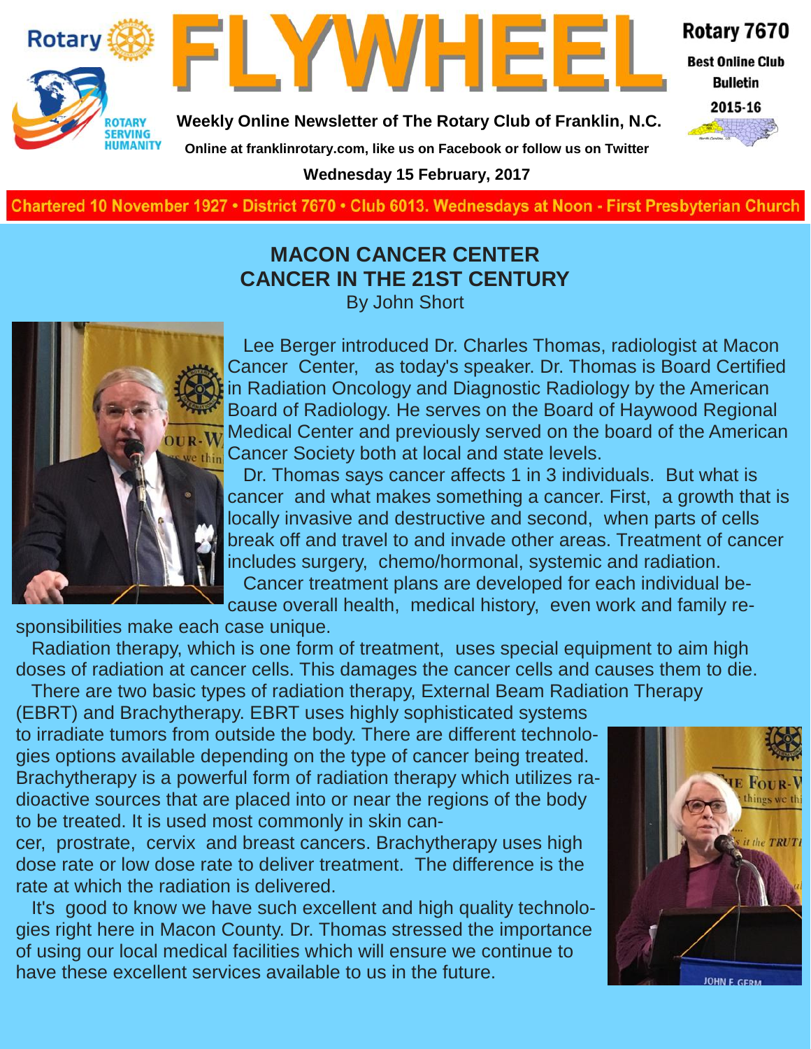# FLYWHEEL

**Rotary 7670**

**Best Online Club Bulletin**

**2015-16**

**Weekly Online Newsletter of The Rotary Club of Franklin, N.C.**

**Online at franklinrotary.com, like us on Facebook or follow us on Twitter**

**Wednesday 15 February, 2017**

**Chartered 10 November 1927 • District 7670 • Club 6013. Wednesdays at Noon - First Presbyterian Church**

## MACON CANCER CENTER
## CANCER IN THE 21ST CENTURY

By John Short

Lee Berger introduced Dr. Charles Thomas, radiologist at Macon Cancer Center, as today's speaker. Dr. Thomas is Board Certified in Radiation Oncology and Diagnostic Radiology by the American Board of Radiology. He serves on the Board of Haywood Regional Medical Center and previously served on the board of the American Cancer Society both at local and state levels.

Dr. Thomas says cancer affects 1 in 3 individuals. But what is cancer and what makes something a cancer. First, a growth that is locally invasive and destructive and second, when parts of cells break off and travel to and invade other areas. Treatment of cancer includes surgery, chemo/hormonal, systemic and radiation.

Cancer treatment plans are developed for each individual because overall health, medical history, even work and family responsibilities make each case unique.

Radiation therapy, which is one form of treatment, uses special equipment to aim high doses of radiation at cancer cells. This damages the cancer cells and causes them to die.

There are two basic types of radiation therapy, External Beam Radiation Therapy (EBRT) and Brachytherapy. EBRT uses highly sophisticated systems to irradiate tumors from outside the body. There are different technologies options available depending on the type of cancer being treated. Brachytherapy is a powerful form of radiation therapy which utilizes radioactive sources that are placed into or near the regions of the body to be treated. It is used most commonly in skin cancer, prostrate, cervix and breast cancers. Brachytherapy uses high dose rate or low dose rate to deliver treatment. The difference is the rate at which the radiation is delivered.

It's good to know we have such excellent and high quality technologies right here in Macon County. Dr. Thomas stressed the importance of using our local medical facilities which will ensure we continue to have these excellent services available to us in the future.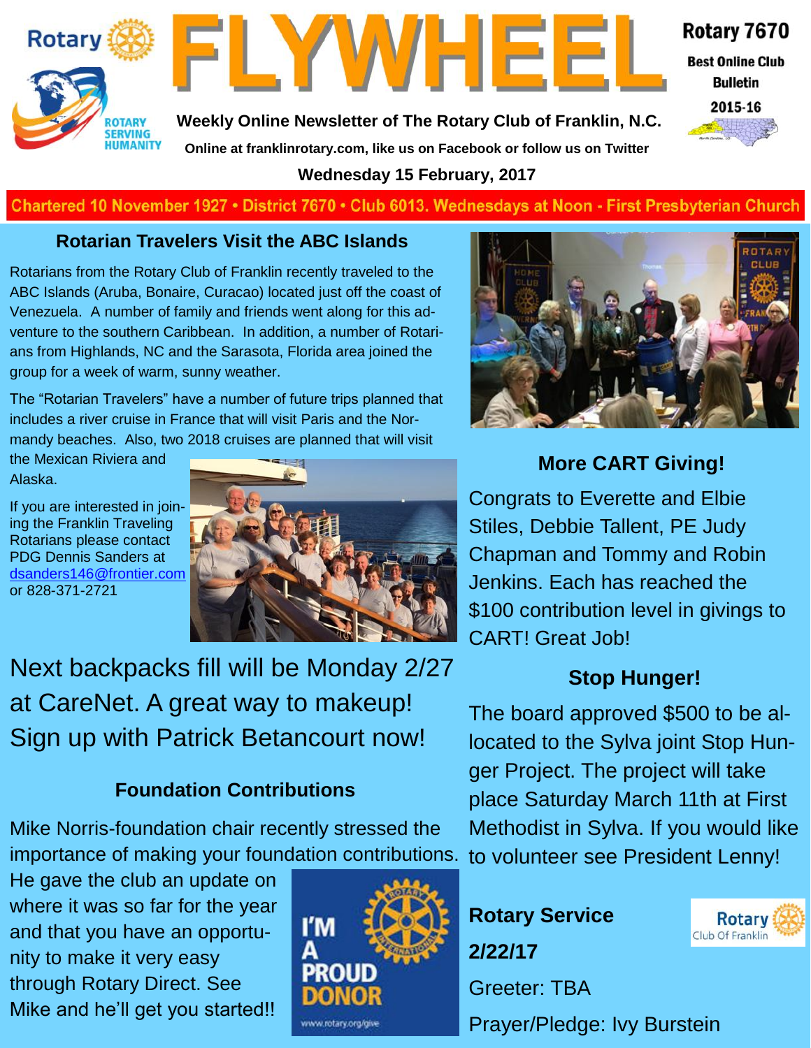# FLYWHEEL

Rotary 7670

Best Online Club Bulletin

2015-16

**Weekly Online Newsletter of The Rotary Club of Franklin, N.C.**

**Online at franklinrotary.com, like us on Facebook or follow us on Twitter**

**Wednesday 15 February, 2017**

Chartered 10 November 1927 • District 7670 • Club 6013. Wednesdays at Noon - First Presbyterian Church

## Rotarian Travelers Visit the ABC Islands

Rotarians from the Rotary Club of Franklin recently traveled to the ABC Islands (Aruba, Bonaire, Curacao) located just off the coast of Venezuela. A number of family and friends went along for this adventure to the southern Caribbean. In addition, a number of Rotarians from Highlands, NC and the Sarasota, Florida area joined the group for a week of warm, sunny weather.

The "Rotarian Travelers" have a number of future trips planned that includes a river cruise in France that will visit Paris and the Normandy beaches. Also, two 2018 cruises are planned that will visit the Mexican Riviera and Alaska.

If you are interested in joining the Franklin Traveling Rotarians please contact PDG Dennis Sanders at dsanders146@frontier.com or 828-371-2721

Next backpacks fill will be Monday 2/27 at CareNet. A great way to makeup! Sign up with Patrick Betancourt now!

## Foundation Contributions

Mike Norris-foundation chair recently stressed the importance of making your foundation contributions. He gave the club an update on where it was so far for the year and that you have an opportunity to make it very easy through Rotary Direct. See Mike and he'll get you started!!

## More CART Giving!

Congrats to Everette and Elbie Stiles, Debbie Tallent, PE Judy Chapman and Tommy and Robin Jenkins. Each has reached the $100 contribution level in givings to CART! Great Job!

## Stop Hunger!

The board approved $500 to be allocated to the Sylva joint Stop Hunger Project. The project will take place Saturday March 11th at First Methodist in Sylva. If you would like to volunteer see President Lenny!

**Rotary Service**

**2/22/17**

Greeter: TBA

Prayer/Pledge: Ivy Burstein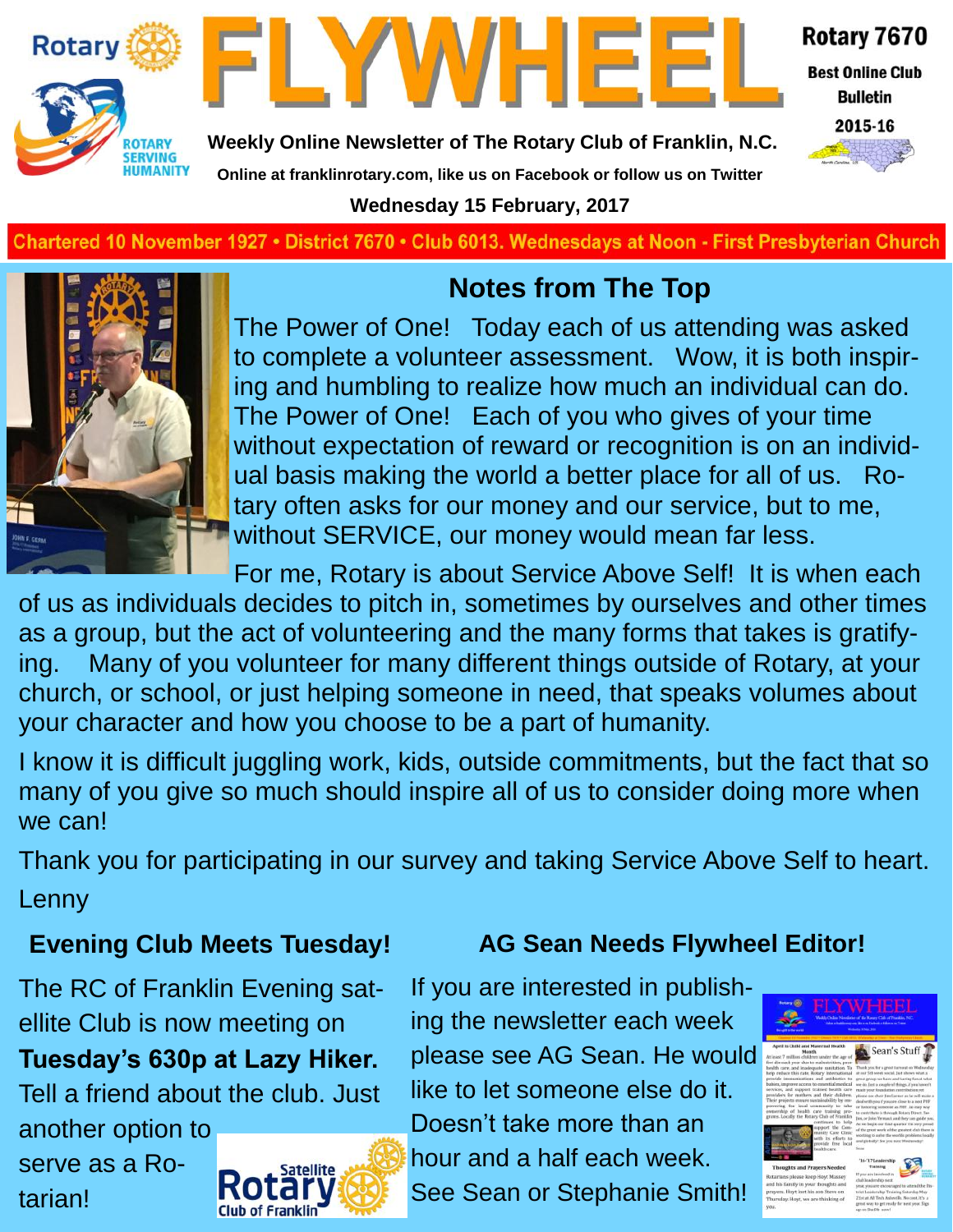# FLYWHEEL

Rotary 7670

Best Online Club Bulletin

2015-16

**Weekly Online Newsletter of The Rotary Club of Franklin, N.C.**

**Online at franklinrotary.com, like us on Facebook or follow us on Twitter**

**Wednesday 15 February, 2017**

**Chartered 10 November 1927 • District 7670 • Club 6013. Wednesdays at Noon - First Presbyterian Church**

## Notes from The Top

The Power of One! Today each of us attending was asked to complete a volunteer assessment. Wow, it is both inspiring and humbling to realize how much an individual can do. The Power of One! Each of you who gives of your time without expectation of reward or recognition is on an individual basis making the world a better place for all of us. Rotary often asks for our money and our service, but to me, without SERVICE, our money would mean far less.

For me, Rotary is about Service Above Self! It is when each of us as individuals decides to pitch in, sometimes by ourselves and other times as a group, but the act of volunteering and the many forms that takes is gratifying. Many of you volunteer for many different things outside of Rotary, at your church, or school, or just helping someone in need, that speaks volumes about your character and how you choose to be a part of humanity.

I know it is difficult juggling work, kids, outside commitments, but the fact that so many of you give so much should inspire all of us to consider doing more when we can!

Thank you for participating in our survey and taking Service Above Self to heart.

Lenny

## Evening Club Meets Tuesday!

The RC of Franklin Evening satellite Club is now meeting on **Tuesday's 630p at Lazy Hiker.** Tell a friend about the club. Just another option to serve as a Rotarian!

## AG Sean Needs Flywheel Editor!

If you are interested in publishing the newsletter each week please see AG Sean. He would like to let someone else do it. Doesn't take more than an hour and a half each week. See Sean or Stephanie Smith!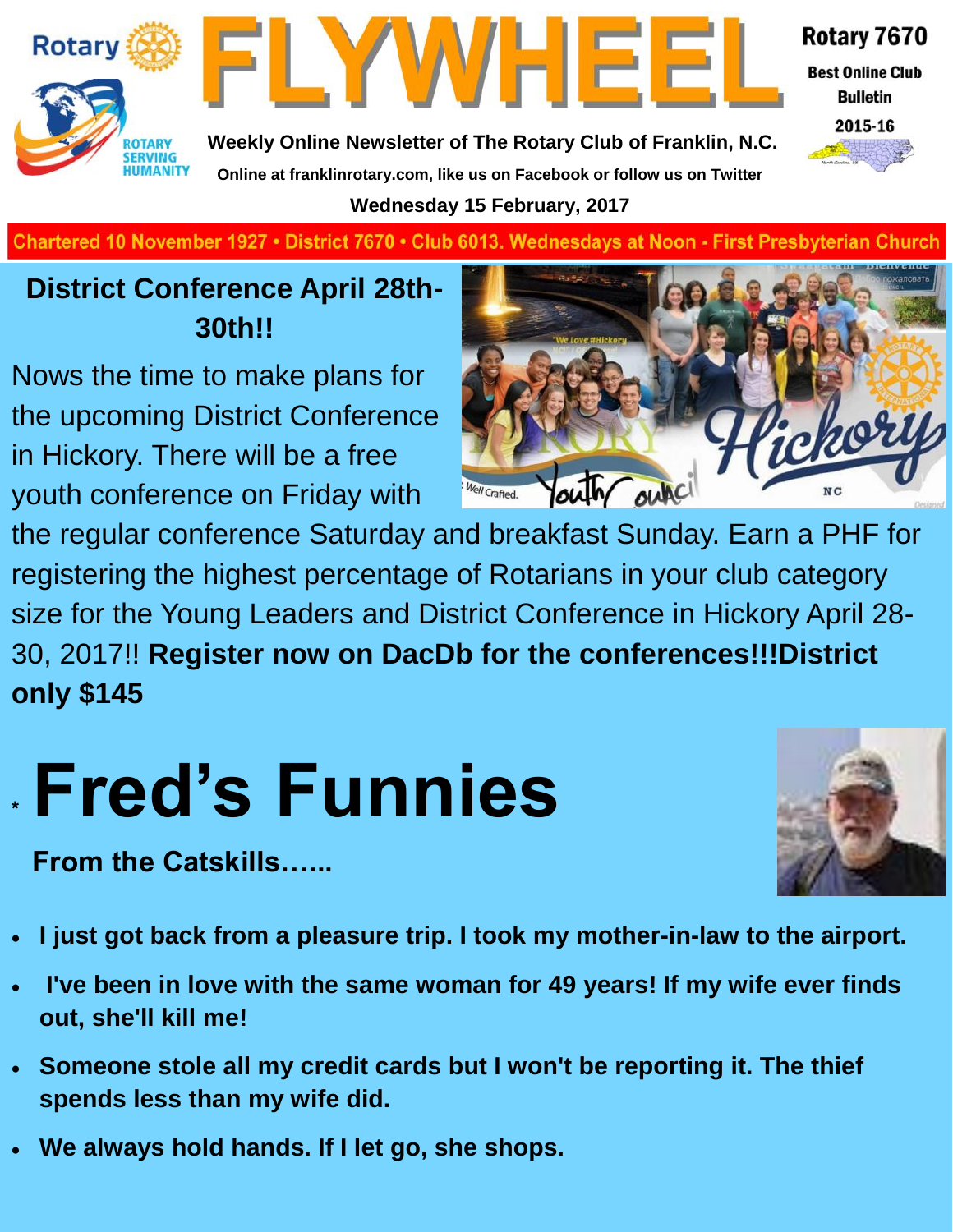# FLYWHEEL

Rotary 7670
Best Online Club Bulletin
2015-16

Weekly Online Newsletter of The Rotary Club of Franklin, N.C.
Online at franklinrotary.com, like us on Facebook or follow us on Twitter
Wednesday 15 February, 2017

Chartered 10 November 1927 • District 7670 • Club 6013. Wednesdays at Noon - First Presbyterian Church

## District Conference April 28th-30th!!

Nows the time to make plans for the upcoming District Conference in Hickory. There will be a free youth conference on Friday with the regular conference Saturday and breakfast Sunday. Earn a PHF for registering the highest percentage of Rotarians in your club category size for the Young Leaders and District Conference in Hickory April 28-30, 2017!! **Register now on DacDb for the conferences!!!District only $145**

# Fred's Funnies

**From the Catskills…...**

- **I just got back from a pleasure trip. I took my mother-in-law to the airport.**
- **I've been in love with the same woman for 49 years! If my wife ever finds out, she'll kill me!**
- **Someone stole all my credit cards but I won't be reporting it. The thief spends less than my wife did.**
- **We always hold hands. If I let go, she shops.**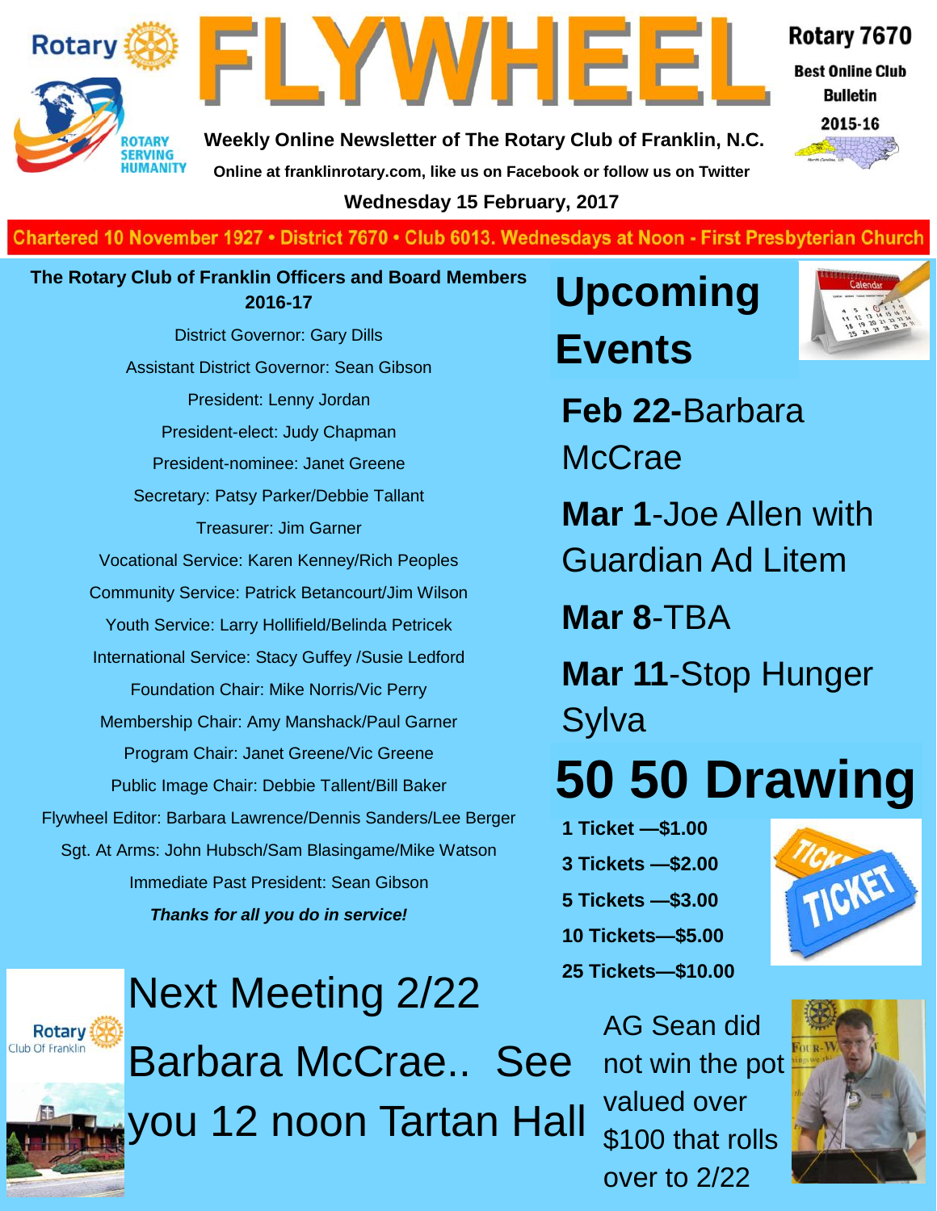Rotary

ROTARY SERVING HUMANITY

# FLYWHEEL

**Weekly Online Newsletter of The Rotary Club of Franklin, N.C.**

**Online at franklinrotary.com, like us on Facebook or follow us on Twitter**

**Wednesday 15 February, 2017**

**Rotary 7670**

**Best Online Club Bulletin**

**2015-16**

Chartered 10 November 1927 • District 7670 • Club 6013. Wednesdays at Noon - First Presbyterian Church

**The Rotary Club of Franklin Officers and Board Members 2016-17**

District Governor: Gary Dills

Assistant District Governor: Sean Gibson

President: Lenny Jordan

President-elect: Judy Chapman

President-nominee: Janet Greene

Secretary: Patsy Parker/Debbie Tallant

Treasurer: Jim Garner

Vocational Service: Karen Kenney/Rich Peoples

Community Service: Patrick Betancourt/Jim Wilson

Youth Service: Larry Hollifield/Belinda Petricek

International Service: Stacy Guffey /Susie Ledford

Foundation Chair: Mike Norris/Vic Perry

Membership Chair: Amy Manshack/Paul Garner

Program Chair: Janet Greene/Vic Greene

Public Image Chair: Debbie Tallent/Bill Baker

Flywheel Editor: Barbara Lawrence/Dennis Sanders/Lee Berger

Sgt. At Arms: John Hubsch/Sam Blasingame/Mike Watson

Immediate Past President: Sean Gibson

***Thanks for all you do in service!***

Rotary Club Of Franklin

## Next Meeting 2/22

## Barbara McCrae.. See you 12 noon Tartan Hall

## Upcoming Events

**Feb 22**-Barbara McCrae

**Mar 1**-Joe Allen with Guardian Ad Litem

**Mar 8**-TBA

**Mar 11**-Stop Hunger Sylva

## 50 50 Drawing

**1 Ticket —$1.00**

**3 Tickets —$2.00**

**5 Tickets —$3.00**

**10 Tickets—$5.00**

**25 Tickets—$10.00**

AG Sean did not win the pot valued over $100 that rolls over to 2/22